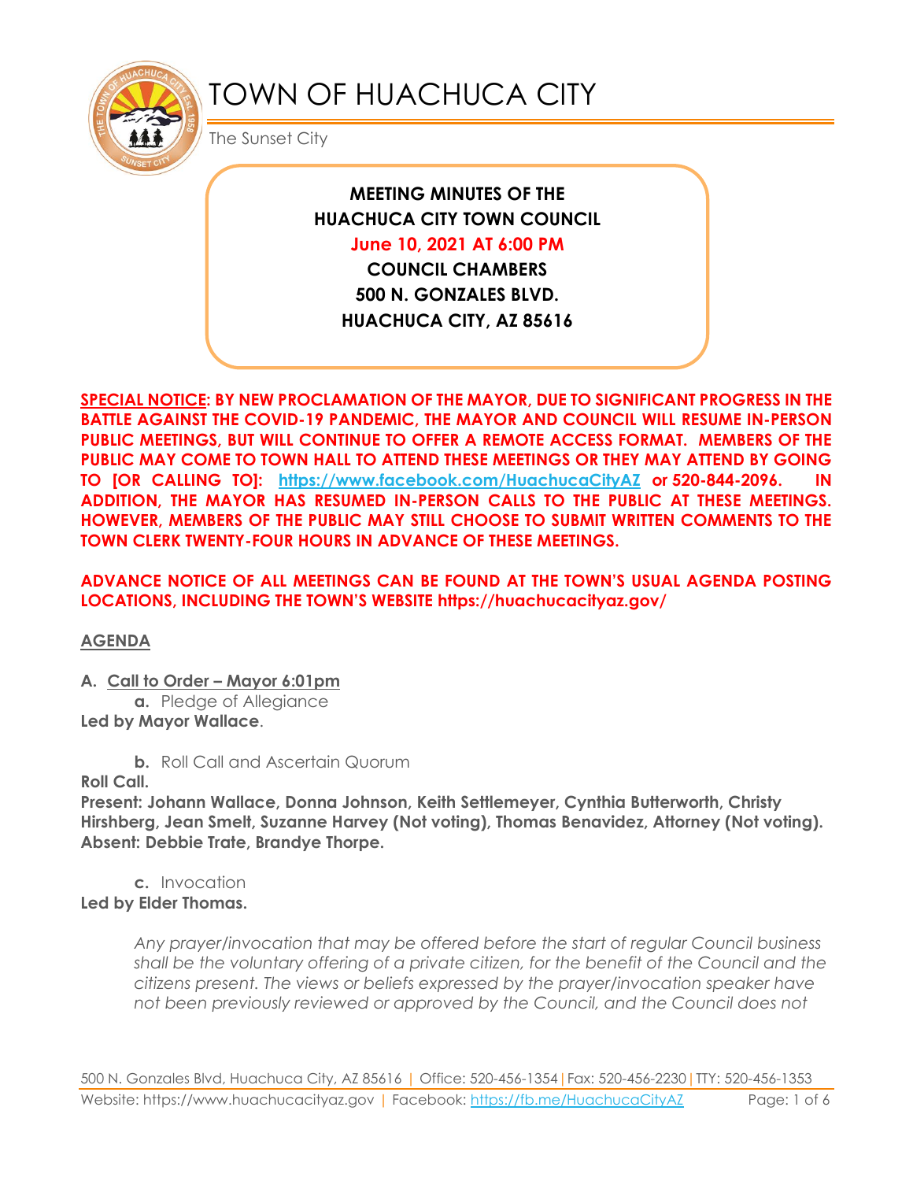# TOWN OF HUACHUCA CITY

The Sunset City

**MEETING MINUTES OF THE**
**HUACHUCA CITY TOWN COUNCIL**
**June 10, 2021 AT 6:00 PM**
**COUNCIL CHAMBERS**
**500 N. GONZALES BLVD.**
**HUACHUCA CITY, AZ 85616**

**SPECIAL NOTICE: BY NEW PROCLAMATION OF THE MAYOR, DUE TO SIGNIFICANT PROGRESS IN THE BATTLE AGAINST THE COVID-19 PANDEMIC, THE MAYOR AND COUNCIL WILL RESUME IN-PERSON PUBLIC MEETINGS, BUT WILL CONTINUE TO OFFER A REMOTE ACCESS FORMAT. MEMBERS OF THE PUBLIC MAY COME TO TOWN HALL TO ATTEND THESE MEETINGS OR THEY MAY ATTEND BY GOING TO [OR CALLING TO]: https://www.facebook.com/HuachucaCityAZ or 520-844-2096. IN ADDITION, THE MAYOR HAS RESUMED IN-PERSON CALLS TO THE PUBLIC AT THESE MEETINGS. HOWEVER, MEMBERS OF THE PUBLIC MAY STILL CHOOSE TO SUBMIT WRITTEN COMMENTS TO THE TOWN CLERK TWENTY-FOUR HOURS IN ADVANCE OF THESE MEETINGS.**

**ADVANCE NOTICE OF ALL MEETINGS CAN BE FOUND AT THE TOWN'S USUAL AGENDA POSTING LOCATIONS, INCLUDING THE TOWN'S WEBSITE https://huachucacityaz.gov/**

## AGENDA

**A. Call to Order – Mayor 6:01pm**

**a.** Pledge of Allegiance

**Led by Mayor Wallace**.

**b.** Roll Call and Ascertain Quorum

**Roll Call.**
**Present: Johann Wallace, Donna Johnson, Keith Settlemeyer, Cynthia Butterworth, Christy Hirshberg, Jean Smelt, Suzanne Harvey (Not voting), Thomas Benavidez, Attorney (Not voting).**
**Absent: Debbie Trate, Brandye Thorpe.**

**c.** Invocation

**Led by Elder Thomas.**

*Any prayer/invocation that may be offered before the start of regular Council business shall be the voluntary offering of a private citizen, for the benefit of the Council and the citizens present. The views or beliefs expressed by the prayer/invocation speaker have not been previously reviewed or approved by the Council, and the Council does not*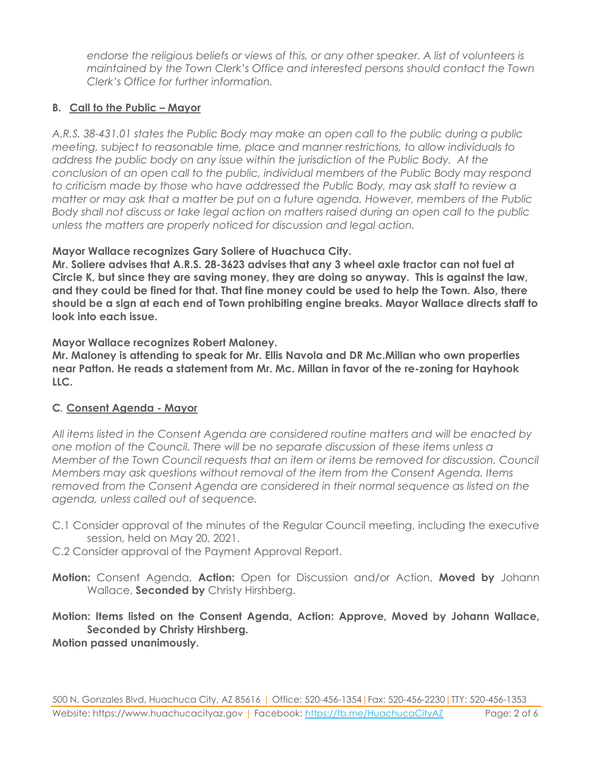*endorse the religious beliefs or views of this, or any other speaker. A list of volunteers is maintained by the Town Clerk's Office and interested persons should contact the Town Clerk's Office for further information.*

### B. Call to the Public – Mayor

*A.R.S. 38-431.01 states the Public Body may make an open call to the public during a public meeting, subject to reasonable time, place and manner restrictions, to allow individuals to address the public body on any issue within the jurisdiction of the Public Body. At the conclusion of an open call to the public, individual members of the Public Body may respond to criticism made by those who have addressed the Public Body, may ask staff to review a matter or may ask that a matter be put on a future agenda. However, members of the Public Body shall not discuss or take legal action on matters raised during an open call to the public unless the matters are properly noticed for discussion and legal action.*

**Mayor Wallace recognizes Gary Soliere of Huachuca City.**
**Mr. Soliere advises that A.R.S. 28-3623 advises that any 3 wheel axle tractor can not fuel at Circle K, but since they are saving money, they are doing so anyway. This is against the law, and they could be fined for that. That fine money could be used to help the Town. Also, there should be a sign at each end of Town prohibiting engine breaks. Mayor Wallace directs staff to look into each issue.**

**Mayor Wallace recognizes Robert Maloney.**
**Mr. Maloney is attending to speak for Mr. Ellis Navola and DR Mc.Millan who own properties near Patton. He reads a statement from Mr. Mc. Millan in favor of the re-zoning for Hayhook LLC.**

### C. Consent Agenda - Mayor

*All items listed in the Consent Agenda are considered routine matters and will be enacted by one motion of the Council. There will be no separate discussion of these items unless a Member of the Town Council requests that an item or items be removed for discussion. Council Members may ask questions without removal of the item from the Consent Agenda. Items removed from the Consent Agenda are considered in their normal sequence as listed on the agenda, unless called out of sequence.*

C.1 Consider approval of the minutes of the Regular Council meeting, including the executive session, held on May 20, 2021.

C.2 Consider approval of the Payment Approval Report.

**Motion:** Consent Agenda, **Action:** Open for Discussion and/or Action, **Moved by** Johann Wallace, **Seconded by** Christy Hirshberg.

**Motion: Items listed on the Consent Agenda, Action: Approve, Moved by Johann Wallace, Seconded by Christy Hirshberg.**
**Motion passed unanimously.**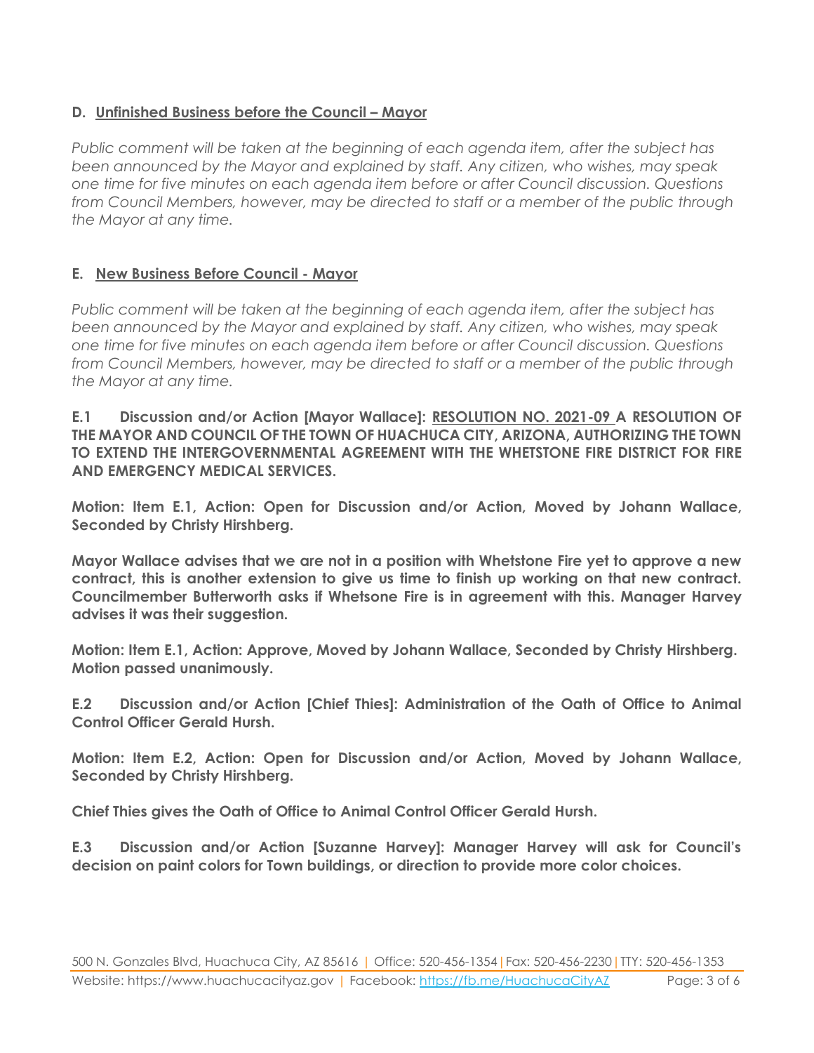### D. Unfinished Business before the Council – Mayor

*Public comment will be taken at the beginning of each agenda item, after the subject has been announced by the Mayor and explained by staff. Any citizen, who wishes, may speak one time for five minutes on each agenda item before or after Council discussion. Questions from Council Members, however, may be directed to staff or a member of the public through the Mayor at any time.*

### E. New Business Before Council - Mayor

*Public comment will be taken at the beginning of each agenda item, after the subject has been announced by the Mayor and explained by staff. Any citizen, who wishes, may speak one time for five minutes on each agenda item before or after Council discussion. Questions from Council Members, however, may be directed to staff or a member of the public through the Mayor at any time.*

**E.1 Discussion and/or Action [Mayor Wallace]: RESOLUTION NO. 2021-09 A RESOLUTION OF THE MAYOR AND COUNCIL OF THE TOWN OF HUACHUCA CITY, ARIZONA, AUTHORIZING THE TOWN TO EXTEND THE INTERGOVERNMENTAL AGREEMENT WITH THE WHETSTONE FIRE DISTRICT FOR FIRE AND EMERGENCY MEDICAL SERVICES.**

**Motion: Item E.1, Action: Open for Discussion and/or Action, Moved by Johann Wallace, Seconded by Christy Hirshberg.**

**Mayor Wallace advises that we are not in a position with Whetstone Fire yet to approve a new contract, this is another extension to give us time to finish up working on that new contract. Councilmember Butterworth asks if Whetsone Fire is in agreement with this. Manager Harvey advises it was their suggestion.**

**Motion: Item E.1, Action: Approve, Moved by Johann Wallace, Seconded by Christy Hirshberg. Motion passed unanimously.**

**E.2 Discussion and/or Action [Chief Thies]: Administration of the Oath of Office to Animal Control Officer Gerald Hursh.**

**Motion: Item E.2, Action: Open for Discussion and/or Action, Moved by Johann Wallace, Seconded by Christy Hirshberg.**

**Chief Thies gives the Oath of Office to Animal Control Officer Gerald Hursh.**

**E.3 Discussion and/or Action [Suzanne Harvey]: Manager Harvey will ask for Council's decision on paint colors for Town buildings, or direction to provide more color choices.**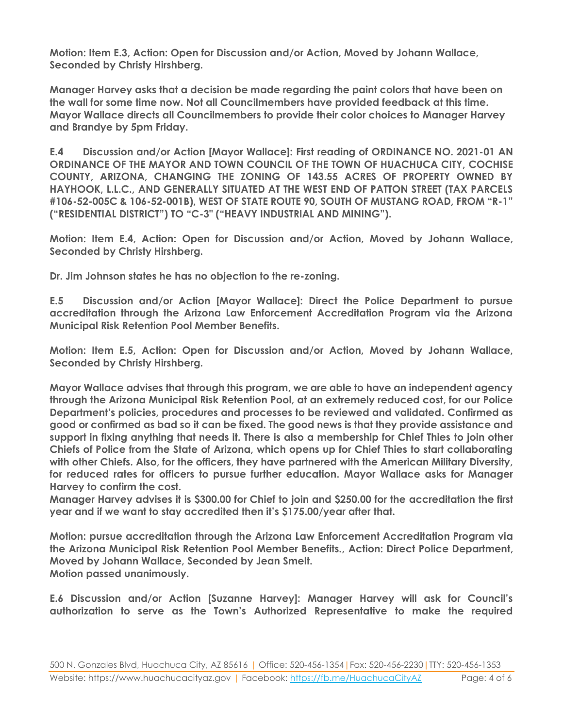**Motion: Item E.3, Action: Open for Discussion and/or Action, Moved by Johann Wallace, Seconded by Christy Hirshberg.**

**Manager Harvey asks that a decision be made regarding the paint colors that have been on the wall for some time now. Not all Councilmembers have provided feedback at this time. Mayor Wallace directs all Councilmembers to provide their color choices to Manager Harvey and Brandye by 5pm Friday.**

**E.4 Discussion and/or Action [Mayor Wallace]: First reading of ORDINANCE NO. 2021-01 AN ORDINANCE OF THE MAYOR AND TOWN COUNCIL OF THE TOWN OF HUACHUCA CITY, COCHISE COUNTY, ARIZONA, CHANGING THE ZONING OF 143.55 ACRES OF PROPERTY OWNED BY HAYHOOK, L.L.C., AND GENERALLY SITUATED AT THE WEST END OF PATTON STREET (TAX PARCELS #106-52-005C & 106-52-001B), WEST OF STATE ROUTE 90, SOUTH OF MUSTANG ROAD, FROM "R-1" ("RESIDENTIAL DISTRICT") TO "C-3" ("HEAVY INDUSTRIAL AND MINING").**

**Motion: Item E.4, Action: Open for Discussion and/or Action, Moved by Johann Wallace, Seconded by Christy Hirshberg.**

**Dr. Jim Johnson states he has no objection to the re-zoning.**

**E.5 Discussion and/or Action [Mayor Wallace]: Direct the Police Department to pursue accreditation through the Arizona Law Enforcement Accreditation Program via the Arizona Municipal Risk Retention Pool Member Benefits.**

**Motion: Item E.5, Action: Open for Discussion and/or Action, Moved by Johann Wallace, Seconded by Christy Hirshberg.**

**Mayor Wallace advises that through this program, we are able to have an independent agency through the Arizona Municipal Risk Retention Pool, at an extremely reduced cost, for our Police Department's policies, procedures and processes to be reviewed and validated. Confirmed as good or confirmed as bad so it can be fixed. The good news is that they provide assistance and support in fixing anything that needs it. There is also a membership for Chief Thies to join other Chiefs of Police from the State of Arizona, which opens up for Chief Thies to start collaborating with other Chiefs. Also, for the officers, they have partnered with the American Military Diversity, for reduced rates for officers to pursue further education. Mayor Wallace asks for Manager Harvey to confirm the cost.**
**Manager Harvey advises it is $300.00 for Chief to join and $250.00 for the accreditation the first year and if we want to stay accredited then it's $175.00/year after that.**

**Motion: pursue accreditation through the Arizona Law Enforcement Accreditation Program via the Arizona Municipal Risk Retention Pool Member Benefits., Action: Direct Police Department, Moved by Johann Wallace, Seconded by Jean Smelt.**
**Motion passed unanimously.**

**E.6 Discussion and/or Action [Suzanne Harvey]: Manager Harvey will ask for Council's authorization to serve as the Town's Authorized Representative to make the required**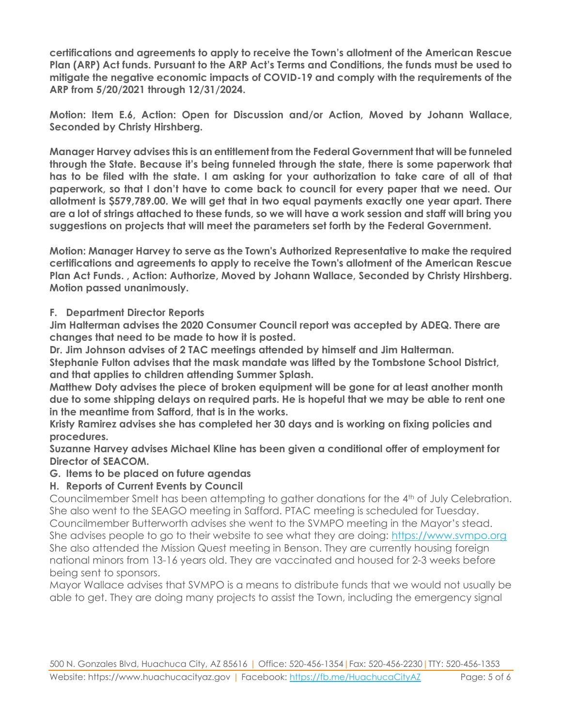**certifications and agreements to apply to receive the Town's allotment of the American Rescue Plan (ARP) Act funds. Pursuant to the ARP Act's Terms and Conditions, the funds must be used to mitigate the negative economic impacts of COVID-19 and comply with the requirements of the ARP from 5/20/2021 through 12/31/2024.**

**Motion: Item E.6, Action: Open for Discussion and/or Action, Moved by Johann Wallace, Seconded by Christy Hirshberg.**

**Manager Harvey advises this is an entitlement from the Federal Government that will be funneled through the State. Because it's being funneled through the state, there is some paperwork that has to be filed with the state. I am asking for your authorization to take care of all of that paperwork, so that I don't have to come back to council for every paper that we need. Our allotment is $579,789.00. We will get that in two equal payments exactly one year apart. There are a lot of strings attached to these funds, so we will have a work session and staff will bring you suggestions on projects that will meet the parameters set forth by the Federal Government.**

**Motion: Manager Harvey to serve as the Town's Authorized Representative to make the required certifications and agreements to apply to receive the Town's allotment of the American Rescue Plan Act Funds. , Action: Authorize, Moved by Johann Wallace, Seconded by Christy Hirshberg. Motion passed unanimously.**

**F. Department Director Reports**

**Jim Halterman advises the 2020 Consumer Council report was accepted by ADEQ. There are changes that need to be made to how it is posted.**
**Dr. Jim Johnson advises of 2 TAC meetings attended by himself and Jim Halterman.**
**Stephanie Fulton advises that the mask mandate was lifted by the Tombstone School District, and that applies to children attending Summer Splash.**
**Matthew Doty advises the piece of broken equipment will be gone for at least another month due to some shipping delays on required parts. He is hopeful that we may be able to rent one in the meantime from Safford, that is in the works.**
**Kristy Ramirez advises she has completed her 30 days and is working on fixing policies and procedures.**
**Suzanne Harvey advises Michael Kline has been given a conditional offer of employment for Director of SEACOM.**

**G. Items to be placed on future agendas**

**H. Reports of Current Events by Council**

Councilmember Smelt has been attempting to gather donations for the 4th of July Celebration. She also went to the SEAGO meeting in Safford. PTAC meeting is scheduled for Tuesday.
Councilmember Butterworth advises she went to the SVMPO meeting in the Mayor's stead. She advises people to go to their website to see what they are doing: https://www.svmpo.org
She also attended the Mission Quest meeting in Benson. They are currently housing foreign national minors from 13-16 years old. They are vaccinated and housed for 2-3 weeks before being sent to sponsors.
Mayor Wallace advises that SVMPO is a means to distribute funds that we would not usually be able to get. They are doing many projects to assist the Town, including the emergency signal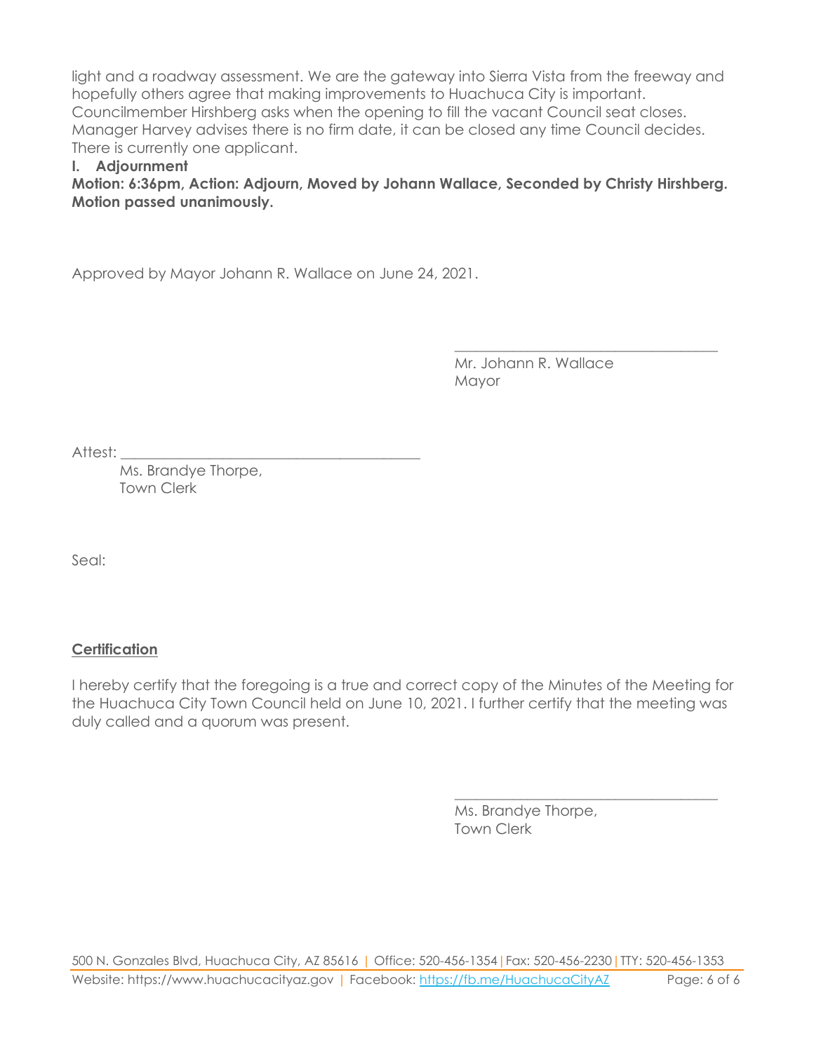light and a roadway assessment. We are the gateway into Sierra Vista from the freeway and hopefully others agree that making improvements to Huachuca City is important. Councilmember Hirshberg asks when the opening to fill the vacant Council seat closes. Manager Harvey advises there is no firm date, it can be closed any time Council decides. There is currently one applicant.

**I. Adjournment**

**Motion: 6:36pm, Action: Adjourn, Moved by Johann Wallace, Seconded by Christy Hirshberg. Motion passed unanimously.**

Approved by Mayor Johann R. Wallace on June 24, 2021.

\_\_\_\_\_\_\_\_\_\_\_\_\_\_\_\_\_\_\_\_\_\_\_\_\_\_\_\_\_\_\_\_\_\_\_\_

Mr. Johann R. Wallace
Mayor

Attest: \_\_\_\_\_\_\_\_\_\_\_\_\_\_\_\_\_\_\_\_\_\_\_\_\_\_\_\_\_\_\_\_\_\_\_\_\_\_\_\_

Ms. Brandye Thorpe,
Town Clerk

Seal:

## Certification

I hereby certify that the foregoing is a true and correct copy of the Minutes of the Meeting for the Huachuca City Town Council held on June 10, 2021. I further certify that the meeting was duly called and a quorum was present.

\_\_\_\_\_\_\_\_\_\_\_\_\_\_\_\_\_\_\_\_\_\_\_\_\_\_\_\_\_\_\_\_\_\_\_\_

Ms. Brandye Thorpe,
Town Clerk